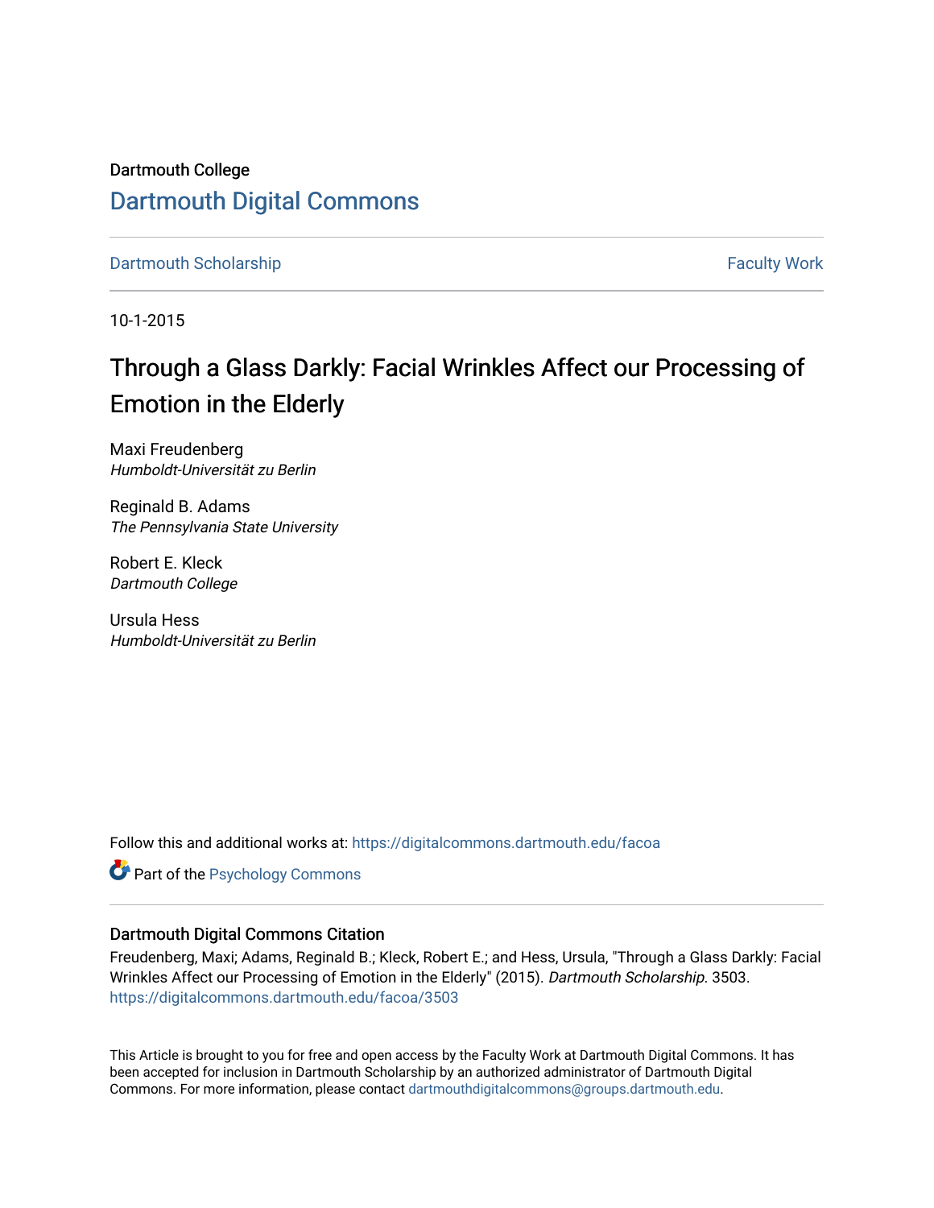Dartmouth College

# Dartmouth Digital Commons

Dartmouth Scholarship

Faculty Work

10-1-2015

## Through a Glass Darkly: Facial Wrinkles Affect our Processing of Emotion in the Elderly

Maxi Freudenberg
*Humboldt-Universität zu Berlin*

Reginald B. Adams
*The Pennsylvania State University*

Robert E. Kleck
*Dartmouth College*

Ursula Hess
*Humboldt-Universität zu Berlin*

Follow this and additional works at: https://digitalcommons.dartmouth.edu/facoa

Part of the Psychology Commons

### Dartmouth Digital Commons Citation

Freudenberg, Maxi; Adams, Reginald B.; Kleck, Robert E.; and Hess, Ursula, "Through a Glass Darkly: Facial Wrinkles Affect our Processing of Emotion in the Elderly" (2015). *Dartmouth Scholarship*. 3503.
https://digitalcommons.dartmouth.edu/facoa/3503

This Article is brought to you for free and open access by the Faculty Work at Dartmouth Digital Commons. It has been accepted for inclusion in Dartmouth Scholarship by an authorized administrator of Dartmouth Digital Commons. For more information, please contact dartmouthdigitalcommons@groups.dartmouth.edu.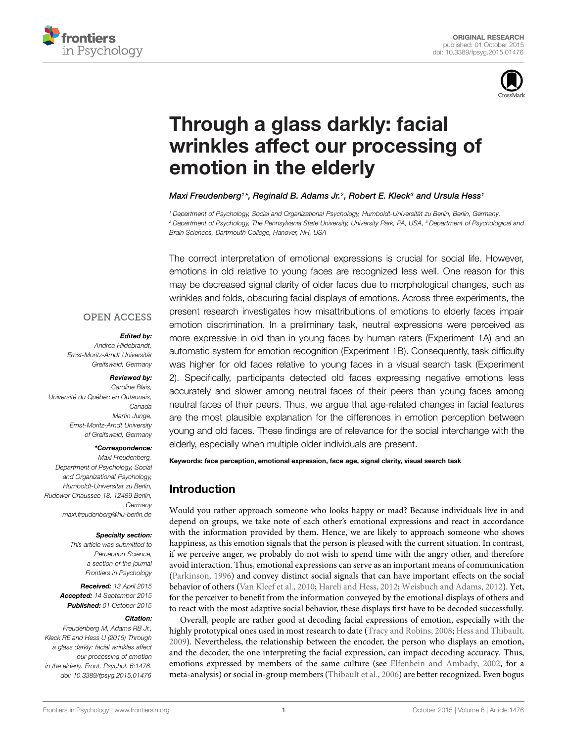# Through a glass darkly: facial wrinkles affect our processing of emotion in the elderly

*Maxi Freudenberg[1]\*, Reginald B. Adams Jr.[2], Robert E. Kleck[3] and Ursula Hess[1]*

[1] Department of Psychology, Social and Organizational Psychology, Humboldt-Universität zu Berlin, Berlin, Germany,
[2] Department of Psychology, The Pennsylvania State University, University Park, PA, USA, [3] Department of Psychological and Brain Sciences, Dartmouth College, Hanover, NH, USA

**ORIGINAL RESEARCH**
published: 01 October 2015
doi: 10.3389/fpsyg.2015.01476

OPEN ACCESS

***Edited by:***
Andrea Hildebrandt,
Ernst-Moritz-Arndt Universität Greifswald, Germany

***Reviewed by:***
Caroline Blais,
Université du Québec en Outaouais, Canada
Martin Junge,
Ernst-Moritz-Arndt University of Greifswald, Germany

***\*Correspondence:***
Maxi Freudenberg,
Department of Psychology, Social and Organizational Psychology,
Humboldt-Universität zu Berlin,
Rudower Chaussee 18, 12489 Berlin, Germany
maxi.freudenberg@hu-berlin.de

***Specialty section:***
*This article was submitted to Perception Science, a section of the journal Frontiers in Psychology*

***Received:*** *13 April 2015*
***Accepted:*** *14 September 2015*
***Published:*** *01 October 2015*

***Citation:***
*Freudenberg M, Adams RB Jr., Kleck RE and Hess U (2015) Through a glass darkly: facial wrinkles affect our processing of emotion in the elderly. Front. Psychol. 6:1476. doi: 10.3389/fpsyg.2015.01476*

The correct interpretation of emotional expressions is crucial for social life. However, emotions in old relative to young faces are recognized less well. One reason for this may be decreased signal clarity of older faces due to morphological changes, such as wrinkles and folds, obscuring facial displays of emotions. Across three experiments, the present research investigates how misattributions of emotions to elderly faces impair emotion discrimination. In a preliminary task, neutral expressions were perceived as more expressive in old than in young faces by human raters (Experiment 1A) and an automatic system for emotion recognition (Experiment 1B). Consequently, task difficulty was higher for old faces relative to young faces in a visual search task (Experiment 2). Specifically, participants detected old faces expressing negative emotions less accurately and slower among neutral faces of their peers than young faces among neutral faces of their peers. Thus, we argue that age-related changes in facial features are the most plausible explanation for the differences in emotion perception between young and old faces. These findings are of relevance for the social interchange with the elderly, especially when multiple older individuals are present.

**Keywords: face perception, emotional expression, face age, signal clarity, visual search task**

## Introduction

Would you rather approach someone who looks happy or mad? Because individuals live in and depend on groups, we take note of each other's emotional expressions and react in accordance with the information provided by them. Hence, we are likely to approach someone who shows happiness, as this emotion signals that the person is pleased with the current situation. In contrast, if we perceive anger, we probably do not wish to spend time with the angry other, and therefore avoid interaction. Thus, emotional expressions can serve as an important means of communication (Parkinson, 1996) and convey distinct social signals that can have important effects on the social behavior of others (Van Kleef et al., 2010; Hareli and Hess, 2012; Weisbuch and Adams, 2012). Yet, for the perceiver to benefit from the information conveyed by the emotional displays of others and to react with the most adaptive social behavior, these displays first have to be decoded successfully.

Overall, people are rather good at decoding facial expressions of emotion, especially with the highly prototypical ones used in most research to date (Tracy and Robins, 2008; Hess and Thibault, 2009). Nevertheless, the relationship between the encoder, the person who displays an emotion, and the decoder, the one interpreting the facial expression, can impact decoding accuracy. Thus, emotions expressed by members of the same culture (see Elfenbein and Ambady, 2002, for a meta-analysis) or social in-group members (Thibault et al., 2006) are better recognized. Even bogus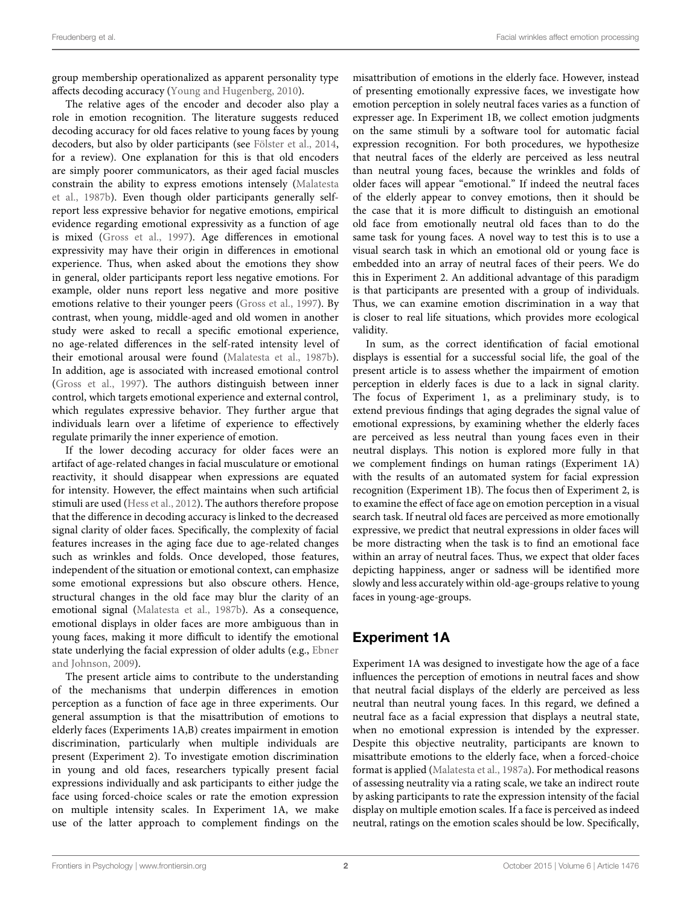group membership operationalized as apparent personality type affects decoding accuracy (Young and Hugenberg, 2010).

The relative ages of the encoder and decoder also play a role in emotion recognition. The literature suggests reduced decoding accuracy for old faces relative to young faces by young decoders, but also by older participants (see Fölster et al., 2014, for a review). One explanation for this is that old encoders are simply poorer communicators, as their aged facial muscles constrain the ability to express emotions intensely (Malatesta et al., 1987b). Even though older participants generally self-report less expressive behavior for negative emotions, empirical evidence regarding emotional expressivity as a function of age is mixed (Gross et al., 1997). Age differences in emotional expressivity may have their origin in differences in emotional experience. Thus, when asked about the emotions they show in general, older participants report less negative emotions. For example, older nuns report less negative and more positive emotions relative to their younger peers (Gross et al., 1997). By contrast, when young, middle-aged and old women in another study were asked to recall a specific emotional experience, no age-related differences in the self-rated intensity level of their emotional arousal were found (Malatesta et al., 1987b). In addition, age is associated with increased emotional control (Gross et al., 1997). The authors distinguish between inner control, which targets emotional experience and external control, which regulates expressive behavior. They further argue that individuals learn over a lifetime of experience to effectively regulate primarily the inner experience of emotion.

If the lower decoding accuracy for older faces were an artifact of age-related changes in facial musculature or emotional reactivity, it should disappear when expressions are equated for intensity. However, the effect maintains when such artificial stimuli are used (Hess et al., 2012). The authors therefore propose that the difference in decoding accuracy is linked to the decreased signal clarity of older faces. Specifically, the complexity of facial features increases in the aging face due to age-related changes such as wrinkles and folds. Once developed, those features, independent of the situation or emotional context, can emphasize some emotional expressions but also obscure others. Hence, structural changes in the old face may blur the clarity of an emotional signal (Malatesta et al., 1987b). As a consequence, emotional displays in older faces are more ambiguous than in young faces, making it more difficult to identify the emotional state underlying the facial expression of older adults (e.g., Ebner and Johnson, 2009).

The present article aims to contribute to the understanding of the mechanisms that underpin differences in emotion perception as a function of face age in three experiments. Our general assumption is that the misattribution of emotions to elderly faces (Experiments 1A,B) creates impairment in emotion discrimination, particularly when multiple individuals are present (Experiment 2). To investigate emotion discrimination in young and old faces, researchers typically present facial expressions individually and ask participants to either judge the face using forced-choice scales or rate the emotion expression on multiple intensity scales. In Experiment 1A, we make use of the latter approach to complement findings on the misattribution of emotions in the elderly face. However, instead of presenting emotionally expressive faces, we investigate how emotion perception in solely neutral faces varies as a function of expresser age. In Experiment 1B, we collect emotion judgments on the same stimuli by a software tool for automatic facial expression recognition. For both procedures, we hypothesize that neutral faces of the elderly are perceived as less neutral than neutral young faces, because the wrinkles and folds of older faces will appear "emotional." If indeed the neutral faces of the elderly appear to convey emotions, then it should be the case that it is more difficult to distinguish an emotional old face from emotionally neutral old faces than to do the same task for young faces. A novel way to test this is to use a visual search task in which an emotional old or young face is embedded into an array of neutral faces of their peers. We do this in Experiment 2. An additional advantage of this paradigm is that participants are presented with a group of individuals. Thus, we can examine emotion discrimination in a way that is closer to real life situations, which provides more ecological validity.

In sum, as the correct identification of facial emotional displays is essential for a successful social life, the goal of the present article is to assess whether the impairment of emotion perception in elderly faces is due to a lack in signal clarity. The focus of Experiment 1, as a preliminary study, is to extend previous findings that aging degrades the signal value of emotional expressions, by examining whether the elderly faces are perceived as less neutral than young faces even in their neutral displays. This notion is explored more fully in that we complement findings on human ratings (Experiment 1A) with the results of an automated system for facial expression recognition (Experiment 1B). The focus then of Experiment 2, is to examine the effect of face age on emotion perception in a visual search task. If neutral old faces are perceived as more emotionally expressive, we predict that neutral expressions in older faces will be more distracting when the task is to find an emotional face within an array of neutral faces. Thus, we expect that older faces depicting happiness, anger or sadness will be identified more slowly and less accurately within old-age-groups relative to young faces in young-age-groups.

## Experiment 1A

Experiment 1A was designed to investigate how the age of a face influences the perception of emotions in neutral faces and show that neutral facial displays of the elderly are perceived as less neutral than neutral young faces. In this regard, we defined a neutral face as a facial expression that displays a neutral state, when no emotional expression is intended by the expresser. Despite this objective neutrality, participants are known to misattribute emotions to the elderly face, when a forced-choice format is applied (Malatesta et al., 1987a). For methodical reasons of assessing neutrality via a rating scale, we take an indirect route by asking participants to rate the expression intensity of the facial display on multiple emotion scales. If a face is perceived as indeed neutral, ratings on the emotion scales should be low. Specifically,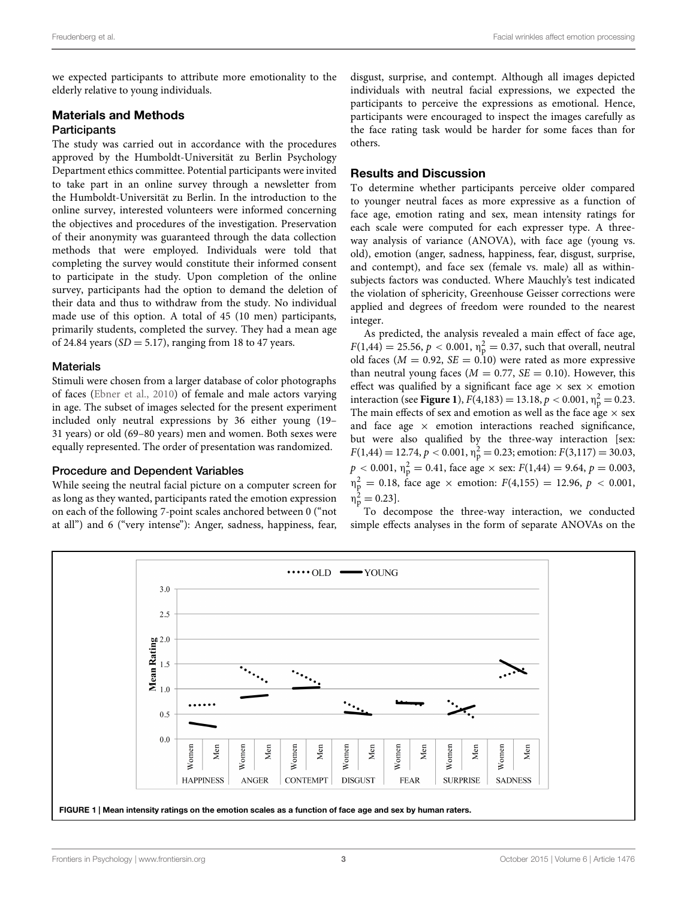we expected participants to attribute more emotionality to the elderly relative to young individuals.

## Materials and Methods

### Participants

The study was carried out in accordance with the procedures approved by the Humboldt-Universität zu Berlin Psychology Department ethics committee. Potential participants were invited to take part in an online survey through a newsletter from the Humboldt-Universität zu Berlin. In the introduction to the online survey, interested volunteers were informed concerning the objectives and procedures of the investigation. Preservation of their anonymity was guaranteed through the data collection methods that were employed. Individuals were told that completing the survey would constitute their informed consent to participate in the study. Upon completion of the online survey, participants had the option to demand the deletion of their data and thus to withdraw from the study. No individual made use of this option. A total of 45 (10 men) participants, primarily students, completed the survey. They had a mean age of 24.84 years ($SD = 5.17$), ranging from 18 to 47 years.

### Materials

Stimuli were chosen from a larger database of color photographs of faces (Ebner et al., 2010) of female and male actors varying in age. The subset of images selected for the present experiment included only neutral expressions by 36 either young (19–31 years) or old (69–80 years) men and women. Both sexes were equally represented. The order of presentation was randomized.

### Procedure and Dependent Variables

While seeing the neutral facial picture on a computer screen for as long as they wanted, participants rated the emotion expression on each of the following 7-point scales anchored between 0 ("not at all") and 6 ("very intense"): Anger, sadness, happiness, fear, disgust, surprise, and contempt. Although all images depicted individuals with neutral facial expressions, we expected the participants to perceive the expressions as emotional. Hence, participants were encouraged to inspect the images carefully as the face rating task would be harder for some faces than for others.

## Results and Discussion

To determine whether participants perceive older compared to younger neutral faces as more expressive as a function of face age, emotion rating and sex, mean intensity ratings for each scale were computed for each expresser type. A three-way analysis of variance (ANOVA), with face age (young vs. old), emotion (anger, sadness, happiness, fear, disgust, surprise, and contempt), and face sex (female vs. male) all as within-subjects factors was conducted. Where Mauchly's test indicated the violation of sphericity, Greenhouse Geisser corrections were applied and degrees of freedom were rounded to the nearest integer.

As predicted, the analysis revealed a main effect of face age, $F(1,44) = 25.56$, $p < 0.001$, $\eta_p^2 = 0.37$, such that overall, neutral old faces ($M = 0.92$, $SE = 0.10$) were rated as more expressive than neutral young faces ($M = 0.77$, $SE = 0.10$). However, this effect was qualified by a significant face age × sex × emotion interaction (see **Figure 1**), $F(4,183) = 13.18$, $p < 0.001$, $\eta_p^2 = 0.23$. The main effects of sex and emotion as well as the face age × sex and face age × emotion interactions reached significance, but were also qualified by the three-way interaction [sex: $F(1,44) = 12.74$, $p < 0.001$, $\eta_p^2 = 0.23$; emotion: $F(3,117) = 30.03$, $p < 0.001$, $\eta_p^2 = 0.41$, face age × sex: $F(1,44) = 9.64$, $p = 0.003$, $\eta_p^2 = 0.18$, face age × emotion: $F(4,155) = 12.96$, $p < 0.001$, $\eta_p^2 = 0.23$].

To decompose the three-way interaction, we conducted simple effects analyses in the form of separate ANOVAs on the

OLD
YOUNG
Mean Rating
3.0
2.5
2.0
1.5
1.0
0.5
0.0
Women Men Women Men Women Men Women Men Women Men Women Men Women Men
HAPPINESS ANGER CONTEMPT DISGUST FEAR SURPRISE SADNESS

**FIGURE 1 | Mean intensity ratings on the emotion scales as a function of face age and sex by human raters.**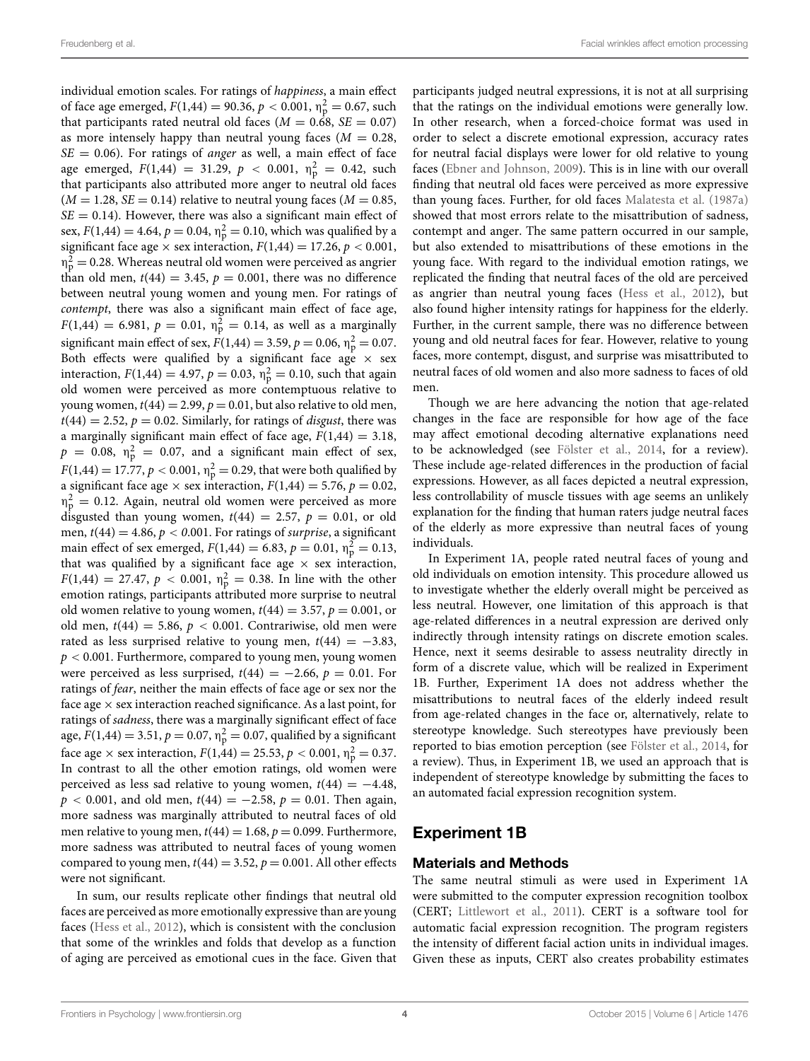individual emotion scales. For ratings of *happiness*, a main effect of face age emerged, $F(1,44) = 90.36$, $p < 0.001$, $\eta_p^2 = 0.67$, such that participants rated neutral old faces ($M = 0.68$, $SE = 0.07$) as more intensely happy than neutral young faces ($M = 0.28$, $SE = 0.06$). For ratings of *anger* as well, a main effect of face age emerged, $F(1,44) = 31.29$, $p < 0.001$, $\eta_p^2 = 0.42$, such that participants also attributed more anger to neutral old faces ($M = 1.28$, $SE = 0.14$) relative to neutral young faces ($M = 0.85$, $SE = 0.14$). However, there was also a significant main effect of sex, $F(1,44) = 4.64$, $p = 0.04$, $\eta_p^2 = 0.10$, which was qualified by a significant face age × sex interaction, $F(1,44) = 17.26$, $p < 0.001$, $\eta_p^2 = 0.28$. Whereas neutral old women were perceived as angrier than old men, $t(44) = 3.45$, $p = 0.001$, there was no difference between neutral young women and young men. For ratings of *contempt*, there was also a significant main effect of face age, $F(1,44) = 6.981$, $p = 0.01$, $\eta_p^2 = 0.14$, as well as a marginally significant main effect of sex, $F(1,44) = 3.59$, $p = 0.06$, $\eta_p^2 = 0.07$. Both effects were qualified by a significant face age × sex interaction, $F(1,44) = 4.97$, $p = 0.03$, $\eta_p^2 = 0.10$, such that again old women were perceived as more contemptuous relative to young women, $t(44) = 2.99$, $p = 0.01$, but also relative to old men, $t(44) = 2.52$, $p = 0.02$. Similarly, for ratings of *disgust*, there was a marginally significant main effect of face age, $F(1,44) = 3.18$, $p = 0.08$, $\eta_p^2 = 0.07$, and a significant main effect of sex, $F(1,44) = 17.77$, $p < 0.001$, $\eta_p^2 = 0.29$, that were both qualified by a significant face age × sex interaction, $F(1,44) = 5.76$, $p = 0.02$, $\eta_p^2 = 0.12$. Again, neutral old women were perceived as more disgusted than young women, $t(44) = 2.57$, $p = 0.01$, or old men, $t(44) = 4.86$, $p < 0.001$. For ratings of *surprise*, a significant main effect of sex emerged, $F(1,44) = 6.83$, $p = 0.01$, $\eta_p^2 = 0.13$, that was qualified by a significant face age × sex interaction, $F(1,44) = 27.47$, $p < 0.001$, $\eta_p^2 = 0.38$. In line with the other emotion ratings, participants attributed more surprise to neutral old women relative to young women, $t(44) = 3.57$, $p = 0.001$, or old men, $t(44) = 5.86$, $p < 0.001$. Contrariwise, old men were rated as less surprised relative to young men, $t(44) = -3.83$, $p < 0.001$. Furthermore, compared to young men, young women were perceived as less surprised, $t(44) = -2.66$, $p = 0.01$. For ratings of *fear*, neither the main effects of face age or sex nor the face age × sex interaction reached significance. As a last point, for ratings of *sadness*, there was a marginally significant effect of face age, $F(1,44) = 3.51$, $p = 0.07$, $\eta_p^2 = 0.07$, qualified by a significant face age × sex interaction, $F(1,44) = 25.53$, $p < 0.001$, $\eta_p^2 = 0.37$. In contrast to all the other emotion ratings, old women were perceived as less sad relative to young women, $t(44) = -4.48$, $p < 0.001$, and old men, $t(44) = -2.58$, $p = 0.01$. Then again, more sadness was marginally attributed to neutral faces of old men relative to young men, $t(44) = 1.68$, $p = 0.099$. Furthermore, more sadness was attributed to neutral faces of young women compared to young men, $t(44) = 3.52$, $p = 0.001$. All other effects were not significant.

In sum, our results replicate other findings that neutral old faces are perceived as more emotionally expressive than are young faces (Hess et al., 2012), which is consistent with the conclusion that some of the wrinkles and folds that develop as a function of aging are perceived as emotional cues in the face. Given that participants judged neutral expressions, it is not at all surprising that the ratings on the individual emotions were generally low. In other research, when a forced-choice format was used in order to select a discrete emotional expression, accuracy rates for neutral facial displays were lower for old relative to young faces (Ebner and Johnson, 2009). This is in line with our overall finding that neutral old faces were perceived as more expressive than young faces. Further, for old faces Malatesta et al. (1987a) showed that most errors relate to the misattribution of sadness, contempt and anger. The same pattern occurred in our sample, but also extended to misattributions of these emotions in the young face. With regard to the individual emotion ratings, we replicated the finding that neutral faces of the old are perceived as angrier than neutral young faces (Hess et al., 2012), but also found higher intensity ratings for happiness for the elderly. Further, in the current sample, there was no difference between young and old neutral faces for fear. However, relative to young faces, more contempt, disgust, and surprise was misattributed to neutral faces of old women and also more sadness to faces of old men.

Though we are here advancing the notion that age-related changes in the face are responsible for how age of the face may affect emotional decoding alternative explanations need to be acknowledged (see Fölster et al., 2014, for a review). These include age-related differences in the production of facial expressions. However, as all faces depicted a neutral expression, less controllability of muscle tissues with age seems an unlikely explanation for the finding that human raters judge neutral faces of the elderly as more expressive than neutral faces of young individuals.

In Experiment 1A, people rated neutral faces of young and old individuals on emotion intensity. This procedure allowed us to investigate whether the elderly overall might be perceived as less neutral. However, one limitation of this approach is that age-related differences in a neutral expression are derived only indirectly through intensity ratings on discrete emotion scales. Hence, next it seems desirable to assess neutrality directly in form of a discrete value, which will be realized in Experiment 1B. Further, Experiment 1A does not address whether the misattributions to neutral faces of the elderly indeed result from age-related changes in the face or, alternatively, relate to stereotype knowledge. Such stereotypes have previously been reported to bias emotion perception (see Fölster et al., 2014, for a review). Thus, in Experiment 1B, we used an approach that is independent of stereotype knowledge by submitting the faces to an automated facial expression recognition system.

## Experiment 1B

### Materials and Methods

The same neutral stimuli as were used in Experiment 1A were submitted to the computer expression recognition toolbox (CERT; Littlewort et al., 2011). CERT is a software tool for automatic facial expression recognition. The program registers the intensity of different facial action units in individual images. Given these as inputs, CERT also creates probability estimates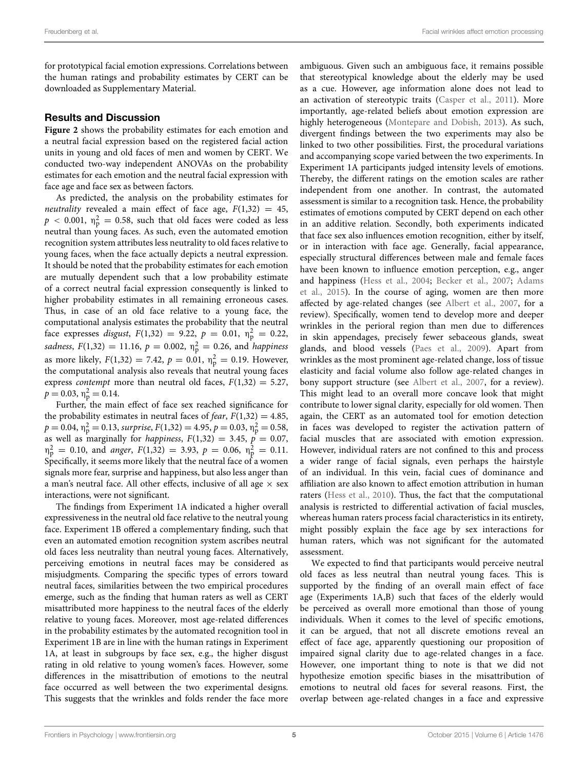for prototypical facial emotion expressions. Correlations between the human ratings and probability estimates by CERT can be downloaded as Supplementary Material.

### Results and Discussion

**Figure 2** shows the probability estimates for each emotion and a neutral facial expression based on the registered facial action units in young and old faces of men and women by CERT. We conducted two-way independent ANOVAs on the probability estimates for each emotion and the neutral facial expression with face age and face sex as between factors.

As predicted, the analysis on the probability estimates for *neutrality* revealed a main effect of face age, $F(1,32) = 45$, $p < 0.001$, $\eta_p^2 = 0.58$, such that old faces were coded as less neutral than young faces. As such, even the automated emotion recognition system attributes less neutrality to old faces relative to young faces, when the face actually depicts a neutral expression. It should be noted that the probability estimates for each emotion are mutually dependent such that a low probability estimate of a correct neutral facial expression consequently is linked to higher probability estimates in all remaining erroneous cases. Thus, in case of an old face relative to a young face, the computational analysis estimates the probability that the neutral face expresses *disgust*, $F(1,32) = 9.22$, $p = 0.01$, $\eta_p^2 = 0.22$, *sadness*, $F(1,32) = 11.16$, $p = 0.002$, $\eta_p^2 = 0.26$, and *happiness* as more likely, $F(1,32) = 7.42$, $p = 0.01$, $\eta_p^2 = 0.19$. However, the computational analysis also reveals that neutral young faces express *contempt* more than neutral old faces, $F(1,32) = 5.27$, $p = 0.03$, $\eta_p^2 = 0.14$.

Further, the main effect of face sex reached significance for the probability estimates in neutral faces of *fear*, $F(1,32) = 4.85$, $p = 0.04$, $\eta_p^2 = 0.13$, *surprise*, $F(1,32) = 4.95$, $p = 0.03$, $\eta_p^2 = 0.58$, as well as marginally for *happiness*, $F(1,32) = 3.45$, $p = 0.07$, $\eta_p^2 = 0.10$, and *anger*, $F(1,32) = 3.93$, $p = 0.06$, $\eta_p^2 = 0.11$. Specifically, it seems more likely that the neutral face of a women signals more fear, surprise and happiness, but also less anger than a man's neutral face. All other effects, inclusive of all age × sex interactions, were not significant.

The findings from Experiment 1A indicated a higher overall expressiveness in the neutral old face relative to the neutral young face. Experiment 1B offered a complementary finding, such that even an automated emotion recognition system ascribes neutral old faces less neutrality than neutral young faces. Alternatively, perceiving emotions in neutral faces may be considered as misjudgments. Comparing the specific types of errors toward neutral faces, similarities between the two empirical procedures emerge, such as the finding that human raters as well as CERT misattributed more happiness to the neutral faces of the elderly relative to young faces. Moreover, most age-related differences in the probability estimates by the automated recognition tool in Experiment 1B are in line with the human ratings in Experiment 1A, at least in subgroups by face sex, e.g., the higher disgust rating in old relative to young women's faces. However, some differences in the misattribution of emotions to the neutral face occurred as well between the two experimental designs. This suggests that the wrinkles and folds render the face more ambiguous. Given such an ambiguous face, it remains possible that stereotypical knowledge about the elderly may be used as a cue. However, age information alone does not lead to an activation of stereotypic traits (Casper et al., 2011). More importantly, age-related beliefs about emotion expression are highly heterogeneous (Montepare and Dobish, 2013). As such, divergent findings between the two experiments may also be linked to two other possibilities. First, the procedural variations and accompanying scope varied between the two experiments. In Experiment 1A participants judged intensity levels of emotions. Thereby, the different ratings on the emotion scales are rather independent from one another. In contrast, the automated assessment is similar to a recognition task. Hence, the probability estimates of emotions computed by CERT depend on each other in an additive relation. Secondly, both experiments indicated that face sex also influences emotion recognition, either by itself, or in interaction with face age. Generally, facial appearance, especially structural differences between male and female faces have been known to influence emotion perception, e.g., anger and happiness (Hess et al., 2004; Becker et al., 2007; Adams et al., 2015). In the course of aging, women are then more affected by age-related changes (see Albert et al., 2007, for a review). Specifically, women tend to develop more and deeper wrinkles in the perioral region than men due to differences in skin appendages, precisely fewer sebaceous glands, sweat glands, and blood vessels (Paes et al., 2009). Apart from wrinkles as the most prominent age-related change, loss of tissue elasticity and facial volume also follow age-related changes in bony support structure (see Albert et al., 2007, for a review). This might lead to an overall more concave look that might contribute to lower signal clarity, especially for old women. Then again, the CERT as an automated tool for emotion detection in faces was developed to register the activation pattern of facial muscles that are associated with emotion expression. However, individual raters are not confined to this and process a wider range of facial signals, even perhaps the hairstyle of an individual. In this vein, facial cues of dominance and affiliation are also known to affect emotion attribution in human raters (Hess et al., 2010). Thus, the fact that the computational analysis is restricted to differential activation of facial muscles, whereas human raters process facial characteristics in its entirety, might possibly explain the face age by sex interactions for human raters, which was not significant for the automated assessment.

We expected to find that participants would perceive neutral old faces as less neutral than neutral young faces. This is supported by the finding of an overall main effect of face age (Experiments 1A,B) such that faces of the elderly would be perceived as overall more emotional than those of young individuals. When it comes to the level of specific emotions, it can be argued, that not all discrete emotions reveal an effect of face age, apparently questioning our proposition of impaired signal clarity due to age-related changes in a face. However, one important thing to note is that we did not hypothesize emotion specific biases in the misattribution of emotions to neutral old faces for several reasons. First, the overlap between age-related changes in a face and expressive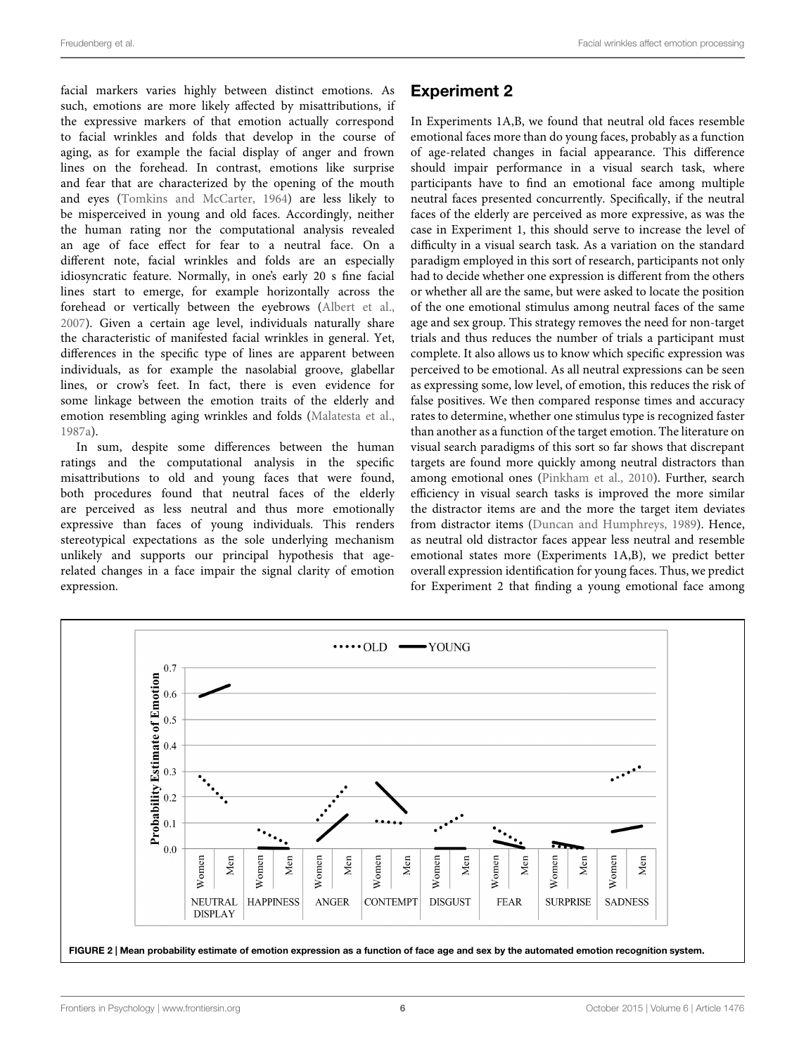facial markers varies highly between distinct emotions. As such, emotions are more likely affected by misattributions, if the expressive markers of that emotion actually correspond to facial wrinkles and folds that develop in the course of aging, as for example the facial display of anger and frown lines on the forehead. In contrast, emotions like surprise and fear that are characterized by the opening of the mouth and eyes (Tomkins and McCarter, 1964) are less likely to be misperceived in young and old faces. Accordingly, neither the human rating nor the computational analysis revealed an age of face effect for fear to a neutral face. On a different note, facial wrinkles and folds are an especially idiosyncratic feature. Normally, in one's early 20 s fine facial lines start to emerge, for example horizontally across the forehead or vertically between the eyebrows (Albert et al., 2007). Given a certain age level, individuals naturally share the characteristic of manifested facial wrinkles in general. Yet, differences in the specific type of lines are apparent between individuals, as for example the nasolabial groove, glabellar lines, or crow's feet. In fact, there is even evidence for some linkage between the emotion traits of the elderly and emotion resembling aging wrinkles and folds (Malatesta et al., 1987a).

In sum, despite some differences between the human ratings and the computational analysis in the specific misattributions to old and young faces that were found, both procedures found that neutral faces of the elderly are perceived as less neutral and thus more emotionally expressive than faces of young individuals. This renders stereotypical expectations as the sole underlying mechanism unlikely and supports our principal hypothesis that age-related changes in a face impair the signal clarity of emotion expression.

## Experiment 2

In Experiments 1A,B, we found that neutral old faces resemble emotional faces more than do young faces, probably as a function of age-related changes in facial appearance. This difference should impair performance in a visual search task, where participants have to find an emotional face among multiple neutral faces presented concurrently. Specifically, if the neutral faces of the elderly are perceived as more expressive, as was the case in Experiment 1, this should serve to increase the level of difficulty in a visual search task. As a variation on the standard paradigm employed in this sort of research, participants not only had to decide whether one expression is different from the others or whether all are the same, but were asked to locate the position of the one emotional stimulus among neutral faces of the same age and sex group. This strategy removes the need for non-target trials and thus reduces the number of trials a participant must complete. It also allows us to know which specific expression was perceived to be emotional. As all neutral expressions can be seen as expressing some, low level, of emotion, this reduces the risk of false positives. We then compared response times and accuracy rates to determine, whether one stimulus type is recognized faster than another as a function of the target emotion. The literature on visual search paradigms of this sort so far shows that discrepant targets are found more quickly among neutral distractors than among emotional ones (Pinkham et al., 2010). Further, search efficiency in visual search tasks is improved the more similar the distractor items are and the more the target item deviates from distractor items (Duncan and Humphreys, 1989). Hence, as neutral old distractor faces appear less neutral and resemble emotional states more (Experiments 1A,B), we predict better overall expression identification for young faces. Thus, we predict for Experiment 2 that finding a young emotional face among

OLD YOUNG

Probability Estimate of Emotion

0.7
0.6
0.5
0.4
0.3
0.2
0.1
0.0

Women Men Women Men Women Men Women Men Women Men Women Men Women Men Women Men

NEUTRAL DISPLAY HAPPINESS ANGER CONTEMPT DISGUST FEAR SURPRISE SADNESS

**FIGURE 2 | Mean probability estimate of emotion expression as a function of face age and sex by the automated emotion recognition system.**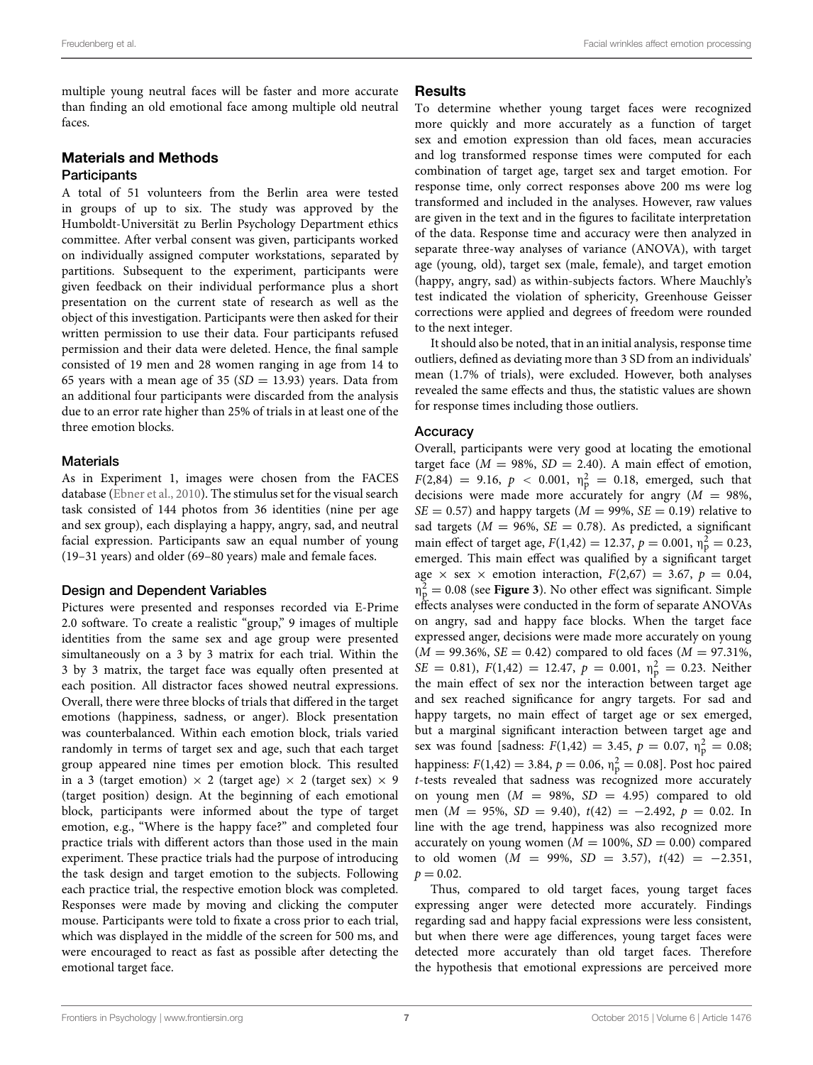multiple young neutral faces will be faster and more accurate than finding an old emotional face among multiple old neutral faces.

## Materials and Methods

### Participants

A total of 51 volunteers from the Berlin area were tested in groups of up to six. The study was approved by the Humboldt-Universität zu Berlin Psychology Department ethics committee. After verbal consent was given, participants worked on individually assigned computer workstations, separated by partitions. Subsequent to the experiment, participants were given feedback on their individual performance plus a short presentation on the current state of research as well as the object of this investigation. Participants were then asked for their written permission to use their data. Four participants refused permission and their data were deleted. Hence, the final sample consisted of 19 men and 28 women ranging in age from 14 to 65 years with a mean age of 35 ($SD = 13.93$) years. Data from an additional four participants were discarded from the analysis due to an error rate higher than 25% of trials in at least one of the three emotion blocks.

### Materials

As in Experiment 1, images were chosen from the FACES database (Ebner et al., 2010). The stimulus set for the visual search task consisted of 144 photos from 36 identities (nine per age and sex group), each displaying a happy, angry, sad, and neutral facial expression. Participants saw an equal number of young (19–31 years) and older (69–80 years) male and female faces.

### Design and Dependent Variables

Pictures were presented and responses recorded via E-Prime 2.0 software. To create a realistic "group," 9 images of multiple identities from the same sex and age group were presented simultaneously on a 3 by 3 matrix for each trial. Within the 3 by 3 matrix, the target face was equally often presented at each position. All distractor faces showed neutral expressions. Overall, there were three blocks of trials that differed in the target emotions (happiness, sadness, or anger). Block presentation was counterbalanced. Within each emotion block, trials varied randomly in terms of target sex and age, such that each target group appeared nine times per emotion block. This resulted in a 3 (target emotion) × 2 (target age) × 2 (target sex) × 9 (target position) design. At the beginning of each emotional block, participants were informed about the type of target emotion, e.g., "Where is the happy face?" and completed four practice trials with different actors than those used in the main experiment. These practice trials had the purpose of introducing the task design and target emotion to the subjects. Following each practice trial, the respective emotion block was completed. Responses were made by moving and clicking the computer mouse. Participants were told to fixate a cross prior to each trial, which was displayed in the middle of the screen for 500 ms, and were encouraged to react as fast as possible after detecting the emotional target face.

## Results

To determine whether young target faces were recognized more quickly and more accurately as a function of target sex and emotion expression than old faces, mean accuracies and log transformed response times were computed for each combination of target age, target sex and target emotion. For response time, only correct responses above 200 ms were log transformed and included in the analyses. However, raw values are given in the text and in the figures to facilitate interpretation of the data. Response time and accuracy were then analyzed in separate three-way analyses of variance (ANOVA), with target age (young, old), target sex (male, female), and target emotion (happy, angry, sad) as within-subjects factors. Where Mauchly's test indicated the violation of sphericity, Greenhouse Geisser corrections were applied and degrees of freedom were rounded to the next integer.

It should also be noted, that in an initial analysis, response time outliers, defined as deviating more than 3 SD from an individuals' mean (1.7% of trials), were excluded. However, both analyses revealed the same effects and thus, the statistic values are shown for response times including those outliers.

### Accuracy

Overall, participants were very good at locating the emotional target face ($M = 98\%$, $SD = 2.40$). A main effect of emotion, $F(2,84) = 9.16$, $p < 0.001$, $\eta_p^2 = 0.18$, emerged, such that decisions were made more accurately for angry ($M = 98\%$, $SE = 0.57$) and happy targets ($M = 99\%$, $SE = 0.19$) relative to sad targets ($M = 96\%$, $SE = 0.78$). As predicted, a significant main effect of target age, $F(1,42) = 12.37$, $p = 0.001$, $\eta_p^2 = 0.23$, emerged. This main effect was qualified by a significant target age × sex × emotion interaction, $F(2,67) = 3.67$, $p = 0.04$, $\eta_p^2 = 0.08$ (see **Figure 3**). No other effect was significant. Simple effects analyses were conducted in the form of separate ANOVAs on angry, sad and happy face blocks. When the target face expressed anger, decisions were made more accurately on young ($M = 99.36\%$, $SE = 0.42$) compared to old faces ($M = 97.31\%$, $SE = 0.81$), $F(1,42) = 12.47$, $p = 0.001$, $\eta_p^2 = 0.23$. Neither the main effect of sex nor the interaction between target age and sex reached significance for angry targets. For sad and happy targets, no main effect of target age or sex emerged, but a marginal significant interaction between target age and sex was found [sadness: $F(1,42) = 3.45$, $p = 0.07$, $\eta_p^2 = 0.08$; happiness: $F(1,42) = 3.84$, $p = 0.06$, $\eta_p^2 = 0.08$]. Post hoc paired $t$-tests revealed that sadness was recognized more accurately on young men ($M = 98\%$, $SD = 4.95$) compared to old men ($M = 95\%$, $SD = 9.40$), $t(42) = -2.492$, $p = 0.02$. In line with the age trend, happiness was also recognized more accurately on young women ($M = 100\%$, $SD = 0.00$) compared to old women ($M = 99\%$, $SD = 3.57$), $t(42) = -2.351$, $p = 0.02$.

Thus, compared to old target faces, young target faces expressing anger were detected more accurately. Findings regarding sad and happy facial expressions were less consistent, but when there were age differences, young target faces were detected more accurately than old target faces. Therefore the hypothesis that emotional expressions are perceived more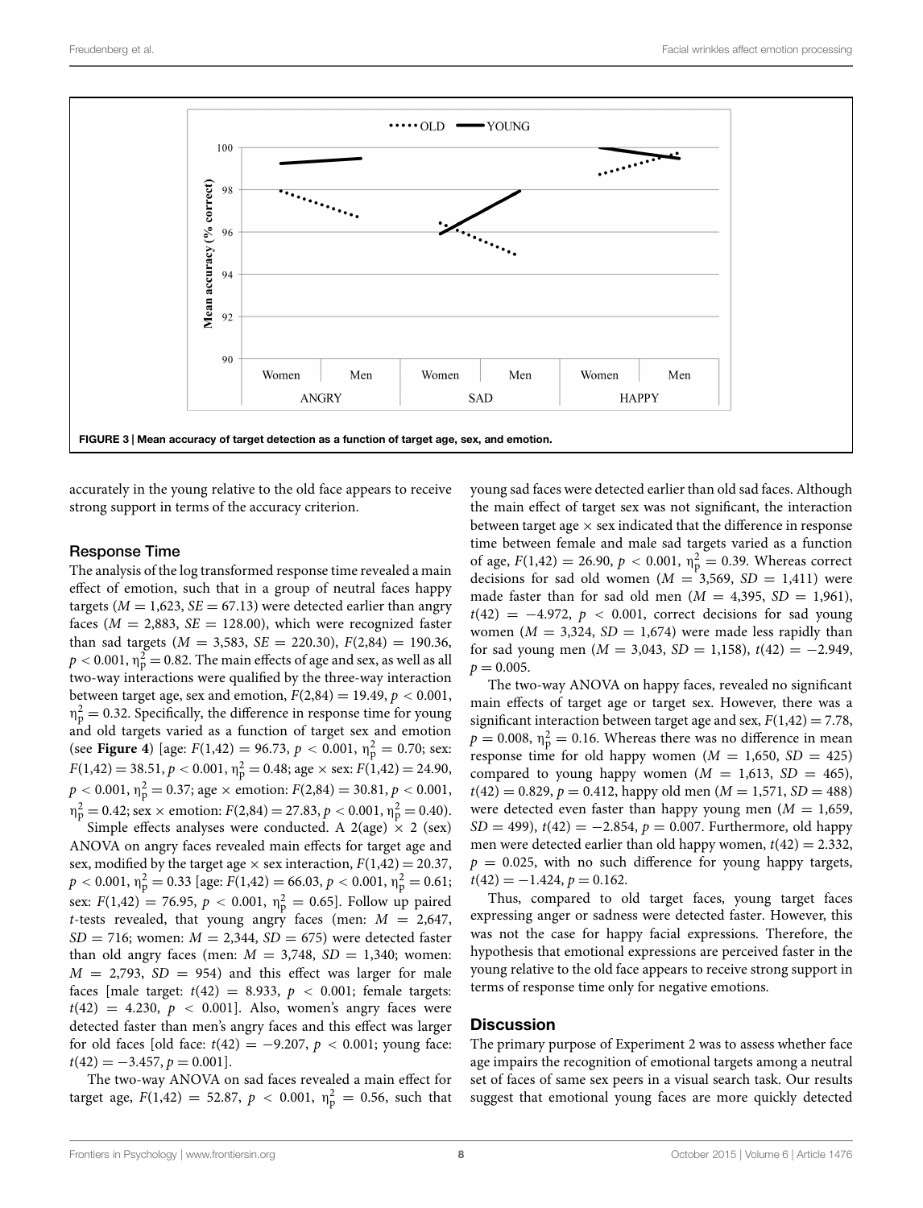••••• OLD ━━━ YOUNG

Mean accuracy (% correct)

100
98
96
94
92
90

Women Men Women Men Women Men

ANGRY SAD HAPPY

FIGURE 3 | Mean accuracy of target detection as a function of target age, sex, and emotion.

accurately in the young relative to the old face appears to receive strong support in terms of the accuracy criterion.

### Response Time

The analysis of the log transformed response time revealed a main effect of emotion, such that in a group of neutral faces happy targets ($M = 1,623$, $SE = 67.13$) were detected earlier than angry faces ($M = 2,883$, $SE = 128.00$), which were recognized faster than sad targets ($M = 3,583$, $SE = 220.30$), $F(2,84) = 190.36$, $p < 0.001$, $\eta_p^2 = 0.82$. The main effects of age and sex, as well as all two-way interactions were qualified by the three-way interaction between target age, sex and emotion, $F(2,84) = 19.49$, $p < 0.001$, $\eta_p^2 = 0.32$. Specifically, the difference in response time for young and old targets varied as a function of target sex and emotion (see **Figure 4**) [age: $F(1,42) = 96.73$, $p < 0.001$, $\eta_p^2 = 0.70$; sex: $F(1,42) = 38.51$, $p < 0.001$, $\eta_p^2 = 0.48$; age × sex: $F(1,42) = 24.90$, $p < 0.001$, $\eta_p^2 = 0.37$; age × emotion: $F(2,84) = 30.81$, $p < 0.001$, $\eta_p^2 = 0.42$; sex × emotion: $F(2,84) = 27.83$, $p < 0.001$, $\eta_p^2 = 0.40$).

Simple effects analyses were conducted. A 2(age) × 2 (sex) ANOVA on angry faces revealed main effects for target age and sex, modified by the target age × sex interaction, $F(1,42) = 20.37$, $p < 0.001$, $\eta_p^2 = 0.33$ [age: $F(1,42) = 66.03$, $p < 0.001$, $\eta_p^2 = 0.61$; sex: $F(1,42) = 76.95$, $p < 0.001$, $\eta_p^2 = 0.65$]. Follow up paired *t*-tests revealed, that young angry faces (men: $M = 2,647$, $SD = 716$; women: $M = 2,344$, $SD = 675$) were detected faster than old angry faces (men: $M = 3,748$, $SD = 1,340$; women: $M = 2,793$, $SD = 954$) and this effect was larger for male faces [male target: $t(42) = 8.933$, $p < 0.001$; female targets: $t(42) = 4.230$, $p < 0.001$]. Also, women's angry faces were detected faster than men's angry faces and this effect was larger for old faces [old face: $t(42) = -9.207$, $p < 0.001$; young face: $t(42) = -3.457$, $p = 0.001$].

The two-way ANOVA on sad faces revealed a main effect for target age, $F(1,42) = 52.87$, $p < 0.001$, $\eta_p^2 = 0.56$, such that young sad faces were detected earlier than old sad faces. Although the main effect of target sex was not significant, the interaction between target age × sex indicated that the difference in response time between female and male sad targets varied as a function of age, $F(1,42) = 26.90$, $p < 0.001$, $\eta_p^2 = 0.39$. Whereas correct decisions for sad old women ($M = 3,569$, $SD = 1,411$) were made faster than for sad old men ($M = 4,395$, $SD = 1,961$), $t(42) = -4.972$, $p < 0.001$, correct decisions for sad young women ($M = 3,324$, $SD = 1,674$) were made less rapidly than for sad young men ($M = 3,043$, $SD = 1,158$), $t(42) = -2.949$, $p = 0.005$.

The two-way ANOVA on happy faces, revealed no significant main effects of target age or target sex. However, there was a significant interaction between target age and sex, $F(1,42) = 7.78$, $p = 0.008$, $\eta_p^2 = 0.16$. Whereas there was no difference in mean response time for old happy women ($M = 1,650$, $SD = 425$) compared to young happy women ($M = 1,613$, $SD = 465$), $t(42) = 0.829$, $p = 0.412$, happy old men ($M = 1,571$, $SD = 488$) were detected even faster than happy young men ($M = 1,659$, $SD = 499$), $t(42) = -2.854$, $p = 0.007$. Furthermore, old happy men were detected earlier than old happy women, $t(42) = 2.332$, $p = 0.025$, with no such difference for young happy targets, $t(42) = -1.424$, $p = 0.162$.

Thus, compared to old target faces, young target faces expressing anger or sadness were detected faster. However, this was not the case for happy facial expressions. Therefore, the hypothesis that emotional expressions are perceived faster in the young relative to the old face appears to receive strong support in terms of response time only for negative emotions.

## Discussion

The primary purpose of Experiment 2 was to assess whether face age impairs the recognition of emotional targets among a neutral set of faces of same sex peers in a visual search task. Our results suggest that emotional young faces are more quickly detected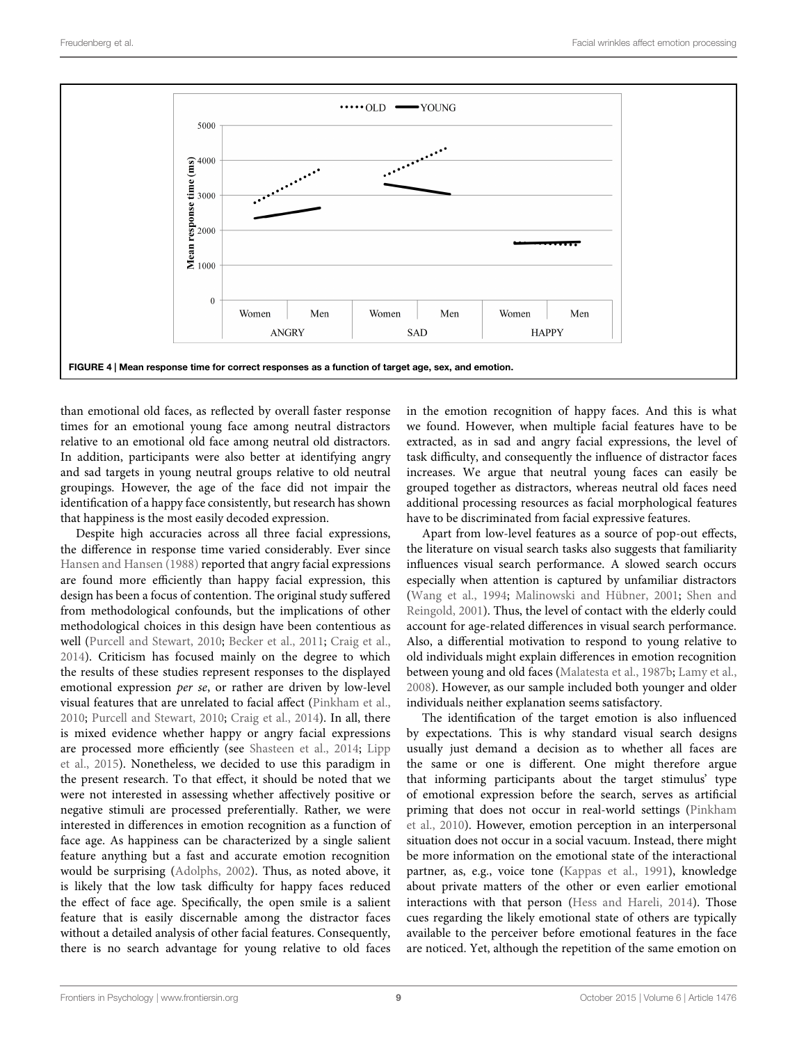••••• OLD ━━ YOUNG

5000

4000

3000

2000

1000

0

Mean response time (ms)

Women Men Women Men Women Men

ANGRY SAD HAPPY

**FIGURE 4 | Mean response time for correct responses as a function of target age, sex, and emotion.**

than emotional old faces, as reflected by overall faster response times for an emotional young face among neutral distractors relative to an emotional old face among neutral old distractors. In addition, participants were also better at identifying angry and sad targets in young neutral groups relative to old neutral groupings. However, the age of the face did not impair the identification of a happy face consistently, but research has shown that happiness is the most easily decoded expression.

Despite high accuracies across all three facial expressions, the difference in response time varied considerably. Ever since Hansen and Hansen (1988) reported that angry facial expressions are found more efficiently than happy facial expression, this design has been a focus of contention. The original study suffered from methodological confounds, but the implications of other methodological choices in this design have been contentious as well (Purcell and Stewart, 2010; Becker et al., 2011; Craig et al., 2014). Criticism has focused mainly on the degree to which the results of these studies represent responses to the displayed emotional expression *per se*, or rather are driven by low-level visual features that are unrelated to facial affect (Pinkham et al., 2010; Purcell and Stewart, 2010; Craig et al., 2014). In all, there is mixed evidence whether happy or angry facial expressions are processed more efficiently (see Shasteen et al., 2014; Lipp et al., 2015). Nonetheless, we decided to use this paradigm in the present research. To that effect, it should be noted that we were not interested in assessing whether affectively positive or negative stimuli are processed preferentially. Rather, we were interested in differences in emotion recognition as a function of face age. As happiness can be characterized by a single salient feature anything but a fast and accurate emotion recognition would be surprising (Adolphs, 2002). Thus, as noted above, it is likely that the low task difficulty for happy faces reduced the effect of face age. Specifically, the open smile is a salient feature that is easily discernable among the distractor faces without a detailed analysis of other facial features. Consequently, there is no search advantage for young relative to old faces in the emotion recognition of happy faces. And this is what we found. However, when multiple facial features have to be extracted, as in sad and angry facial expressions, the level of task difficulty, and consequently the influence of distractor faces increases. We argue that neutral young faces can easily be grouped together as distractors, whereas neutral old faces need additional processing resources as facial morphological features have to be discriminated from facial expressive features.

Apart from low-level features as a source of pop-out effects, the literature on visual search tasks also suggests that familiarity influences visual search performance. A slowed search occurs especially when attention is captured by unfamiliar distractors (Wang et al., 1994; Malinowski and Hübner, 2001; Shen and Reingold, 2001). Thus, the level of contact with the elderly could account for age-related differences in visual search performance. Also, a differential motivation to respond to young relative to old individuals might explain differences in emotion recognition between young and old faces (Malatesta et al., 1987b; Lamy et al., 2008). However, as our sample included both younger and older individuals neither explanation seems satisfactory.

The identification of the target emotion is also influenced by expectations. This is why standard visual search designs usually just demand a decision as to whether all faces are the same or one is different. One might therefore argue that informing participants about the target stimulus' type of emotional expression before the search, serves as artificial priming that does not occur in real-world settings (Pinkham et al., 2010). However, emotion perception in an interpersonal situation does not occur in a social vacuum. Instead, there might be more information on the emotional state of the interactional partner, as, e.g., voice tone (Kappas et al., 1991), knowledge about private matters of the other or even earlier emotional interactions with that person (Hess and Hareli, 2014). Those cues regarding the likely emotional state of others are typically available to the perceiver before emotional features in the face are noticed. Yet, although the repetition of the same emotion on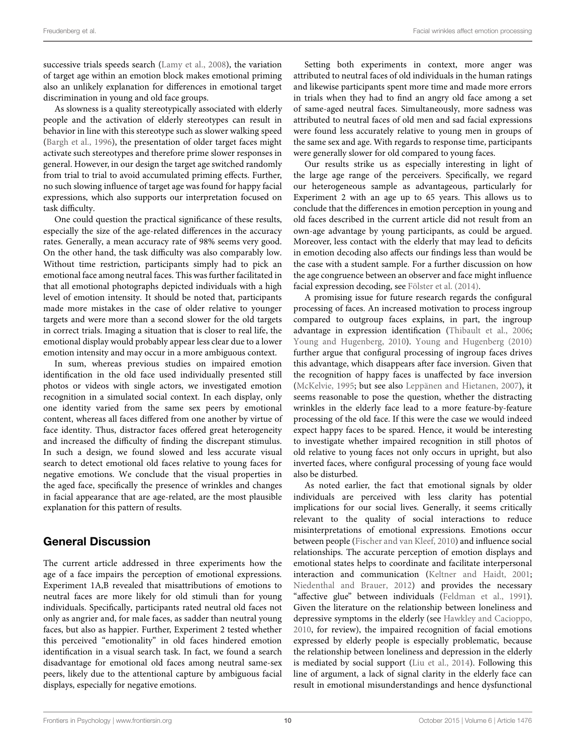successive trials speeds search (Lamy et al., 2008), the variation of target age within an emotion block makes emotional priming also an unlikely explanation for differences in emotional target discrimination in young and old face groups.

As slowness is a quality stereotypically associated with elderly people and the activation of elderly stereotypes can result in behavior in line with this stereotype such as slower walking speed (Bargh et al., 1996), the presentation of older target faces might activate such stereotypes and therefore prime slower responses in general. However, in our design the target age switched randomly from trial to trial to avoid accumulated priming effects. Further, no such slowing influence of target age was found for happy facial expressions, which also supports our interpretation focused on task difficulty.

One could question the practical significance of these results, especially the size of the age-related differences in the accuracy rates. Generally, a mean accuracy rate of 98% seems very good. On the other hand, the task difficulty was also comparably low. Without time restriction, participants simply had to pick an emotional face among neutral faces. This was further facilitated in that all emotional photographs depicted individuals with a high level of emotion intensity. It should be noted that, participants made more mistakes in the case of older relative to younger targets and were more than a second slower for the old targets in correct trials. Imaging a situation that is closer to real life, the emotional display would probably appear less clear due to a lower emotion intensity and may occur in a more ambiguous context.

In sum, whereas previous studies on impaired emotion identification in the old face used individually presented still photos or videos with single actors, we investigated emotion recognition in a simulated social context. In each display, only one identity varied from the same sex peers by emotional content, whereas all faces differed from one another by virtue of face identity. Thus, distractor faces offered great heterogeneity and increased the difficulty of finding the discrepant stimulus. In such a design, we found slowed and less accurate visual search to detect emotional old faces relative to young faces for negative emotions. We conclude that the visual properties in the aged face, specifically the presence of wrinkles and changes in facial appearance that are age-related, are the most plausible explanation for this pattern of results.

## General Discussion

The current article addressed in three experiments how the age of a face impairs the perception of emotional expressions. Experiment 1A,B revealed that misattributions of emotions to neutral faces are more likely for old stimuli than for young individuals. Specifically, participants rated neutral old faces not only as angrier and, for male faces, as sadder than neutral young faces, but also as happier. Further, Experiment 2 tested whether this perceived "emotionality" in old faces hindered emotion identification in a visual search task. In fact, we found a search disadvantage for emotional old faces among neutral same-sex peers, likely due to the attentional capture by ambiguous facial displays, especially for negative emotions.

Setting both experiments in context, more anger was attributed to neutral faces of old individuals in the human ratings and likewise participants spent more time and made more errors in trials when they had to find an angry old face among a set of same-aged neutral faces. Simultaneously, more sadness was attributed to neutral faces of old men and sad facial expressions were found less accurately relative to young men in groups of the same sex and age. With regards to response time, participants were generally slower for old compared to young faces.

Our results strike us as especially interesting in light of the large age range of the perceivers. Specifically, we regard our heterogeneous sample as advantageous, particularly for Experiment 2 with an age up to 65 years. This allows us to conclude that the differences in emotion perception in young and old faces described in the current article did not result from an own-age advantage by young participants, as could be argued. Moreover, less contact with the elderly that may lead to deficits in emotion decoding also affects our findings less than would be the case with a student sample. For a further discussion on how the age congruence between an observer and face might influence facial expression decoding, see Fölster et al. (2014).

A promising issue for future research regards the configural processing of faces. An increased motivation to process ingroup compared to outgroup faces explains, in part, the ingroup advantage in expression identification (Thibault et al., 2006; Young and Hugenberg, 2010). Young and Hugenberg (2010) further argue that configural processing of ingroup faces drives this advantage, which disappears after face inversion. Given that the recognition of happy faces is unaffected by face inversion (McKelvie, 1995; but see also Leppänen and Hietanen, 2007), it seems reasonable to pose the question, whether the distracting wrinkles in the elderly face lead to a more feature-by-feature processing of the old face. If this were the case we would indeed expect happy faces to be spared. Hence, it would be interesting to investigate whether impaired recognition in still photos of old relative to young faces not only occurs in upright, but also inverted faces, where configural processing of young face would also be disturbed.

As noted earlier, the fact that emotional signals by older individuals are perceived with less clarity has potential implications for our social lives. Generally, it seems critically relevant to the quality of social interactions to reduce misinterpretations of emotional expressions. Emotions occur between people (Fischer and van Kleef, 2010) and influence social relationships. The accurate perception of emotion displays and emotional states helps to coordinate and facilitate interpersonal interaction and communication (Keltner and Haidt, 2001; Niedenthal and Brauer, 2012) and provides the necessary "affective glue" between individuals (Feldman et al., 1991). Given the literature on the relationship between loneliness and depressive symptoms in the elderly (see Hawkley and Cacioppo, 2010, for review), the impaired recognition of facial emotions expressed by elderly people is especially problematic, because the relationship between loneliness and depression in the elderly is mediated by social support (Liu et al., 2014). Following this line of argument, a lack of signal clarity in the elderly face can result in emotional misunderstandings and hence dysfunctional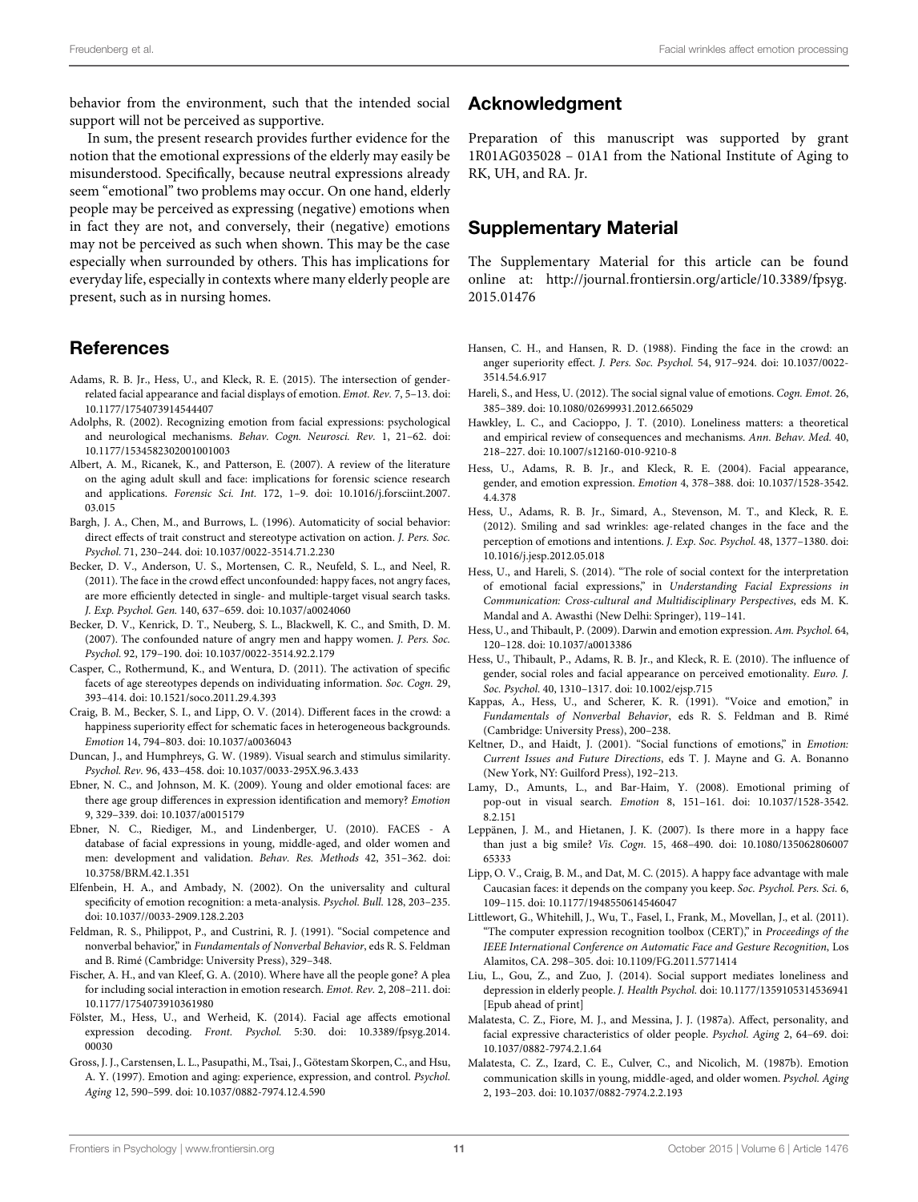behavior from the environment, such that the intended social support will not be perceived as supportive.

In sum, the present research provides further evidence for the notion that the emotional expressions of the elderly may easily be misunderstood. Specifically, because neutral expressions already seem "emotional" two problems may occur. On one hand, elderly people may be perceived as expressing (negative) emotions when in fact they are not, and conversely, their (negative) emotions may not be perceived as such when shown. This may be the case especially when surrounded by others. This has implications for everyday life, especially in contexts where many elderly people are present, such as in nursing homes.

## Acknowledgment

Preparation of this manuscript was supported by grant 1R01AG035028 – 01A1 from the National Institute of Aging to RK, UH, and RA. Jr.

## Supplementary Material

The Supplementary Material for this article can be found online at: http://journal.frontiersin.org/article/10.3389/fpsyg.2015.01476

## References

Adams, R. B. Jr., Hess, U., and Kleck, R. E. (2015). The intersection of gender-related facial appearance and facial displays of emotion. *Emot. Rev.* 7, 5–13. doi: 10.1177/1754073914544407

Adolphs, R. (2002). Recognizing emotion from facial expressions: psychological and neurological mechanisms. *Behav. Cogn. Neurosci. Rev.* 1, 21–62. doi: 10.1177/1534582302001001003

Albert, A. M., Ricanek, K., and Patterson, E. (2007). A review of the literature on the aging adult skull and face: implications for forensic science research and applications. *Forensic Sci. Int.* 172, 1–9. doi: 10.1016/j.forsciint.2007.03.015

Bargh, J. A., Chen, M., and Burrows, L. (1996). Automaticity of social behavior: direct effects of trait construct and stereotype activation on action. *J. Pers. Soc. Psychol.* 71, 230–244. doi: 10.1037/0022-3514.71.2.230

Becker, D. V., Anderson, U. S., Mortensen, C. R., Neufeld, S. L., and Neel, R. (2011). The face in the crowd effect unconfounded: happy faces, not angry faces, are more efficiently detected in single- and multiple-target visual search tasks. *J. Exp. Psychol. Gen.* 140, 637–659. doi: 10.1037/a0024060

Becker, D. V., Kenrick, D. T., Neuberg, S. L., Blackwell, K. C., and Smith, D. M. (2007). The confounded nature of angry men and happy women. *J. Pers. Soc. Psychol.* 92, 179–190. doi: 10.1037/0022-3514.92.2.179

Casper, C., Rothermund, K., and Wentura, D. (2011). The activation of specific facets of age stereotypes depends on individuating information. *Soc. Cogn.* 29, 393–414. doi: 10.1521/soco.2011.29.4.393

Craig, B. M., Becker, S. I., and Lipp, O. V. (2014). Different faces in the crowd: a happiness superiority effect for schematic faces in heterogeneous backgrounds. *Emotion* 14, 794–803. doi: 10.1037/a0036043

Duncan, J., and Humphreys, G. W. (1989). Visual search and stimulus similarity. *Psychol. Rev.* 96, 433–458. doi: 10.1037/0033-295X.96.3.433

Ebner, N. C., and Johnson, M. K. (2009). Young and older emotional faces: are there age group differences in expression identification and memory? *Emotion* 9, 329–339. doi: 10.1037/a0015179

Ebner, N. C., Riediger, M., and Lindenberger, U. (2010). FACES - A database of facial expressions in young, middle-aged, and older women and men: development and validation. *Behav. Res. Methods* 42, 351–362. doi: 10.3758/BRM.42.1.351

Elfenbein, H. A., and Ambady, N. (2002). On the universality and cultural specificity of emotion recognition: a meta-analysis. *Psychol. Bull.* 128, 203–235. doi: 10.1037//0033-2909.128.2.203

Feldman, R. S., Philippot, P., and Custrini, R. J. (1991). "Social competence and nonverbal behavior," in *Fundamentals of Nonverbal Behavior*, eds R. S. Feldman and B. Rimé (Cambridge: University Press), 329–348.

Fischer, A. H., and van Kleef, G. A. (2010). Where have all the people gone? A plea for including social interaction in emotion research. *Emot. Rev.* 2, 208–211. doi: 10.1177/1754073910361980

Fölster, M., Hess, U., and Werheid, K. (2014). Facial age affects emotional expression decoding. *Front. Psychol.* 5:30. doi: 10.3389/fpsyg.2014.00030

Gross, J. J., Carstensen, L. L., Pasupathi, M., Tsai, J., Götestam Skorpen, C., and Hsu, A. Y. (1997). Emotion and aging: experience, expression, and control. *Psychol. Aging* 12, 590–599. doi: 10.1037/0882-7974.12.4.590

Hansen, C. H., and Hansen, R. D. (1988). Finding the face in the crowd: an anger superiority effect. *J. Pers. Soc. Psychol.* 54, 917–924. doi: 10.1037/0022-3514.54.6.917

Hareli, S., and Hess, U. (2012). The social signal value of emotions. *Cogn. Emot.* 26, 385–389. doi: 10.1080/02699931.2012.665029

Hawkley, L. C., and Cacioppo, J. T. (2010). Loneliness matters: a theoretical and empirical review of consequences and mechanisms. *Ann. Behav. Med.* 40, 218–227. doi: 10.1007/s12160-010-9210-8

Hess, U., Adams, R. B. Jr., and Kleck, R. E. (2004). Facial appearance, gender, and emotion expression. *Emotion* 4, 378–388. doi: 10.1037/1528-3542.4.4.378

Hess, U., Adams, R. B. Jr., Simard, A., Stevenson, M. T., and Kleck, R. E. (2012). Smiling and sad wrinkles: age-related changes in the face and the perception of emotions and intentions. *J. Exp. Soc. Psychol.* 48, 1377–1380. doi: 10.1016/j.jesp.2012.05.018

Hess, U., and Hareli, S. (2014). "The role of social context for the interpretation of emotional facial expressions," in *Understanding Facial Expressions in Communication: Cross-cultural and Multidisciplinary Perspectives*, eds M. K. Mandal and A. Awasthi (New Delhi: Springer), 119–141.

Hess, U., and Thibault, P. (2009). Darwin and emotion expression. *Am. Psychol.* 64, 120–128. doi: 10.1037/a0013386

Hess, U., Thibault, P., Adams, R. B. Jr., and Kleck, R. E. (2010). The influence of gender, social roles and facial appearance on perceived emotionality. *Euro. J. Soc. Psychol.* 40, 1310–1317. doi: 10.1002/ejsp.715

Kappas, A., Hess, U., and Scherer, K. R. (1991). "Voice and emotion," in *Fundamentals of Nonverbal Behavior*, eds R. S. Feldman and B. Rimé (Cambridge: University Press), 200–238.

Keltner, D., and Haidt, J. (2001). "Social functions of emotions," in *Emotion: Current Issues and Future Directions*, eds T. J. Mayne and G. A. Bonanno (New York, NY: Guilford Press), 192–213.

Lamy, D., Amunts, L., and Bar-Haim, Y. (2008). Emotional priming of pop-out in visual search. *Emotion* 8, 151–161. doi: 10.1037/1528-3542.8.2.151

Leppänen, J. M., and Hietanen, J. K. (2007). Is there more in a happy face than just a big smile? *Vis. Cogn.* 15, 468–490. doi: 10.1080/13506280600765333

Lipp, O. V., Craig, B. M., and Dat, M. C. (2015). A happy face advantage with male Caucasian faces: it depends on the company you keep. *Soc. Psychol. Pers. Sci.* 6, 109–115. doi: 10.1177/1948550614546047

Littlewort, G., Whitehill, J., Wu, T., Fasel, I., Frank, M., Movellan, J., et al. (2011). "The computer expression recognition toolbox (CERT)," in *Proceedings of the IEEE International Conference on Automatic Face and Gesture Recognition*, Los Alamitos, CA. 298–305. doi: 10.1109/FG.2011.5771414

Liu, L., Gou, Z., and Zuo, J. (2014). Social support mediates loneliness and depression in elderly people. *J. Health Psychol.* doi: 10.1177/1359105314536941 [Epub ahead of print]

Malatesta, C. Z., Fiore, M. J., and Messina, J. J. (1987a). Affect, personality, and facial expressive characteristics of older people. *Psychol. Aging* 2, 64–69. doi: 10.1037/0882-7974.2.1.64

Malatesta, C. Z., Izard, C. E., Culver, C., and Nicolich, M. (1987b). Emotion communication skills in young, middle-aged, and older women. *Psychol. Aging* 2, 193–203. doi: 10.1037/0882-7974.2.2.193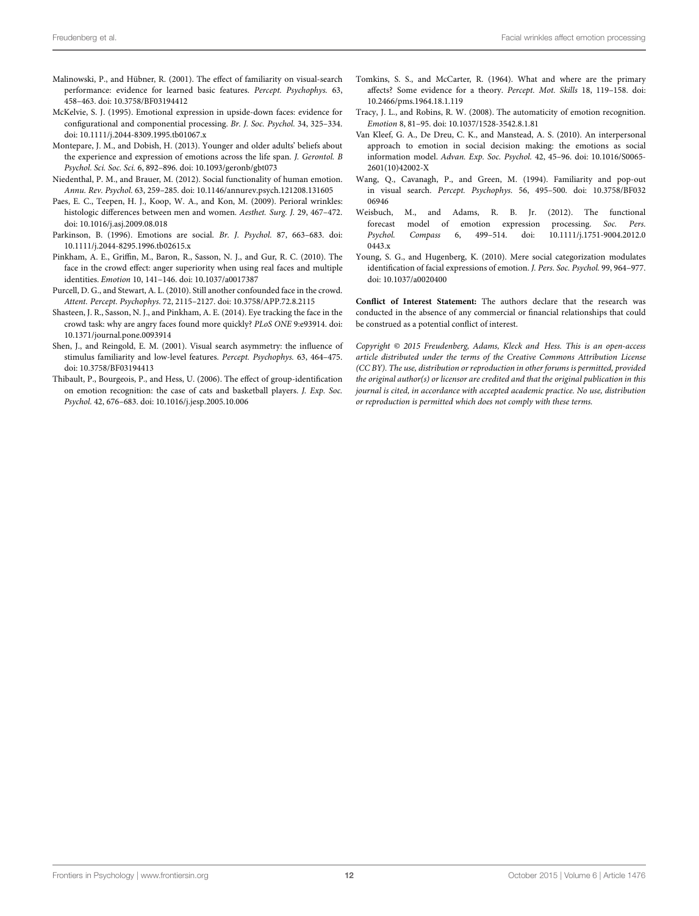Malinowski, P., and Hübner, R. (2001). The effect of familiarity on visual-search performance: evidence for learned basic features. *Percept. Psychophys.* 63, 458–463. doi: 10.3758/BF03194412

McKelvie, S. J. (1995). Emotional expression in upside-down faces: evidence for configurational and componential processing. *Br. J. Soc. Psychol.* 34, 325–334. doi: 10.1111/j.2044-8309.1995.tb01067.x

Montepare, J. M., and Dobish, H. (2013). Younger and older adults' beliefs about the experience and expression of emotions across the life span. *J. Gerontol. B Psychol. Sci. Soc. Sci.* 6, 892–896. doi: 10.1093/geronb/gbt073

Niedenthal, P. M., and Brauer, M. (2012). Social functionality of human emotion. *Annu. Rev. Psychol.* 63, 259–285. doi: 10.1146/annurev.psych.121208.131605

Paes, E. C., Teepen, H. J., Koop, W. A., and Kon, M. (2009). Perioral wrinkles: histologic differences between men and women. *Aesthet. Surg. J.* 29, 467–472. doi: 10.1016/j.asj.2009.08.018

Parkinson, B. (1996). Emotions are social. *Br. J. Psychol.* 87, 663–683. doi: 10.1111/j.2044-8295.1996.tb02615.x

Pinkham, A. E., Griffin, M., Baron, R., Sasson, N. J., and Gur, R. C. (2010). The face in the crowd effect: anger superiority when using real faces and multiple identities. *Emotion* 10, 141–146. doi: 10.1037/a0017387

Purcell, D. G., and Stewart, A. L. (2010). Still another confounded face in the crowd. *Attent. Percept. Psychophys.* 72, 2115–2127. doi: 10.3758/APP.72.8.2115

Shasteen, J. R., Sasson, N. J., and Pinkham, A. E. (2014). Eye tracking the face in the crowd task: why are angry faces found more quickly? *PLoS ONE* 9:e93914. doi: 10.1371/journal.pone.0093914

Shen, J., and Reingold, E. M. (2001). Visual search asymmetry: the influence of stimulus familiarity and low-level features. *Percept. Psychophys.* 63, 464–475. doi: 10.3758/BF03194413

Thibault, P., Bourgeois, P., and Hess, U. (2006). The effect of group-identification on emotion recognition: the case of cats and basketball players. *J. Exp. Soc. Psychol.* 42, 676–683. doi: 10.1016/j.jesp.2005.10.006

Tomkins, S. S., and McCarter, R. (1964). What and where are the primary affects? Some evidence for a theory. *Percept. Mot. Skills* 18, 119–158. doi: 10.2466/pms.1964.18.1.119

Tracy, J. L., and Robins, R. W. (2008). The automaticity of emotion recognition. *Emotion* 8, 81–95. doi: 10.1037/1528-3542.8.1.81

Van Kleef, G. A., De Dreu, C. K., and Manstead, A. S. (2010). An interpersonal approach to emotion in social decision making: the emotions as social information model. *Advan. Exp. Soc. Psychol.* 42, 45–96. doi: 10.1016/S0065-2601(10)42002-X

Wang, Q., Cavanagh, P., and Green, M. (1994). Familiarity and pop-out in visual search. *Percept. Psychophys.* 56, 495–500. doi: 10.3758/BF03206946

Weisbuch, M., and Adams, R. B. Jr. (2012). The functional forecast model of emotion expression processing. *Soc. Pers. Psychol. Compass* 6, 499–514. doi: 10.1111/j.1751-9004.2012.00443.x

Young, S. G., and Hugenberg, K. (2010). Mere social categorization modulates identification of facial expressions of emotion. *J. Pers. Soc. Psychol.* 99, 964–977. doi: 10.1037/a0020400

**Conflict of Interest Statement:** The authors declare that the research was conducted in the absence of any commercial or financial relationships that could be construed as a potential conflict of interest.

*Copyright © 2015 Freudenberg, Adams, Kleck and Hess. This is an open-access article distributed under the terms of the Creative Commons Attribution License (CC BY). The use, distribution or reproduction in other forums is permitted, provided the original author(s) or licensor are credited and that the original publication in this journal is cited, in accordance with accepted academic practice. No use, distribution or reproduction is permitted which does not comply with these terms.*